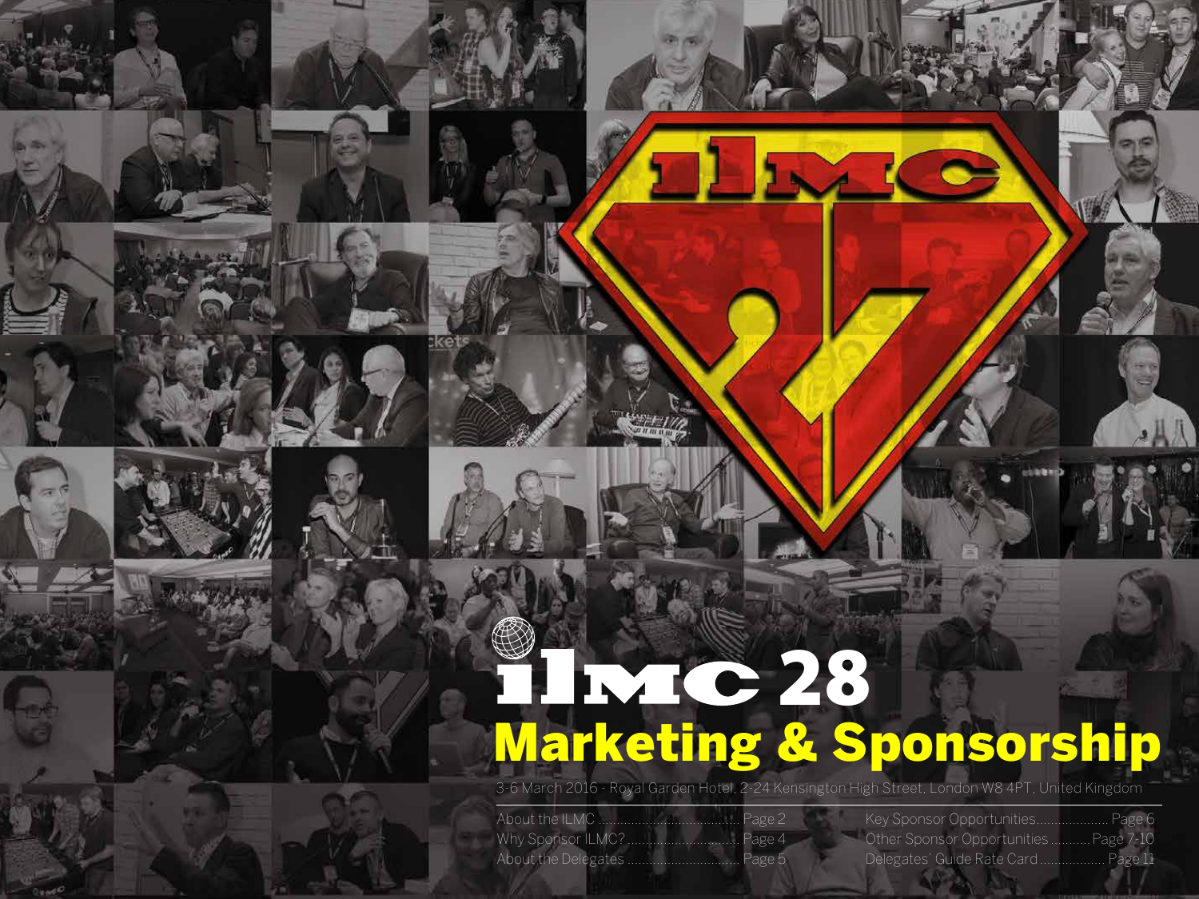# ILMC 28

## Marketing & Sponsorship

3-6 March 2016 - Royal Garden Hotel, 2-24 Kensington High Street, London W8 4PT, United Kingdom

- About the ILMC ........ Page 2
- Why Sponsor ILMC? ........ Page 4
- About the Delegates ........ Page 5
- Key Sponsor Opportunities ........ Page 6
- Other Sponsor Opportunities ........ Page 7-10
- Delegates' Guide Rate Card ........ Page 11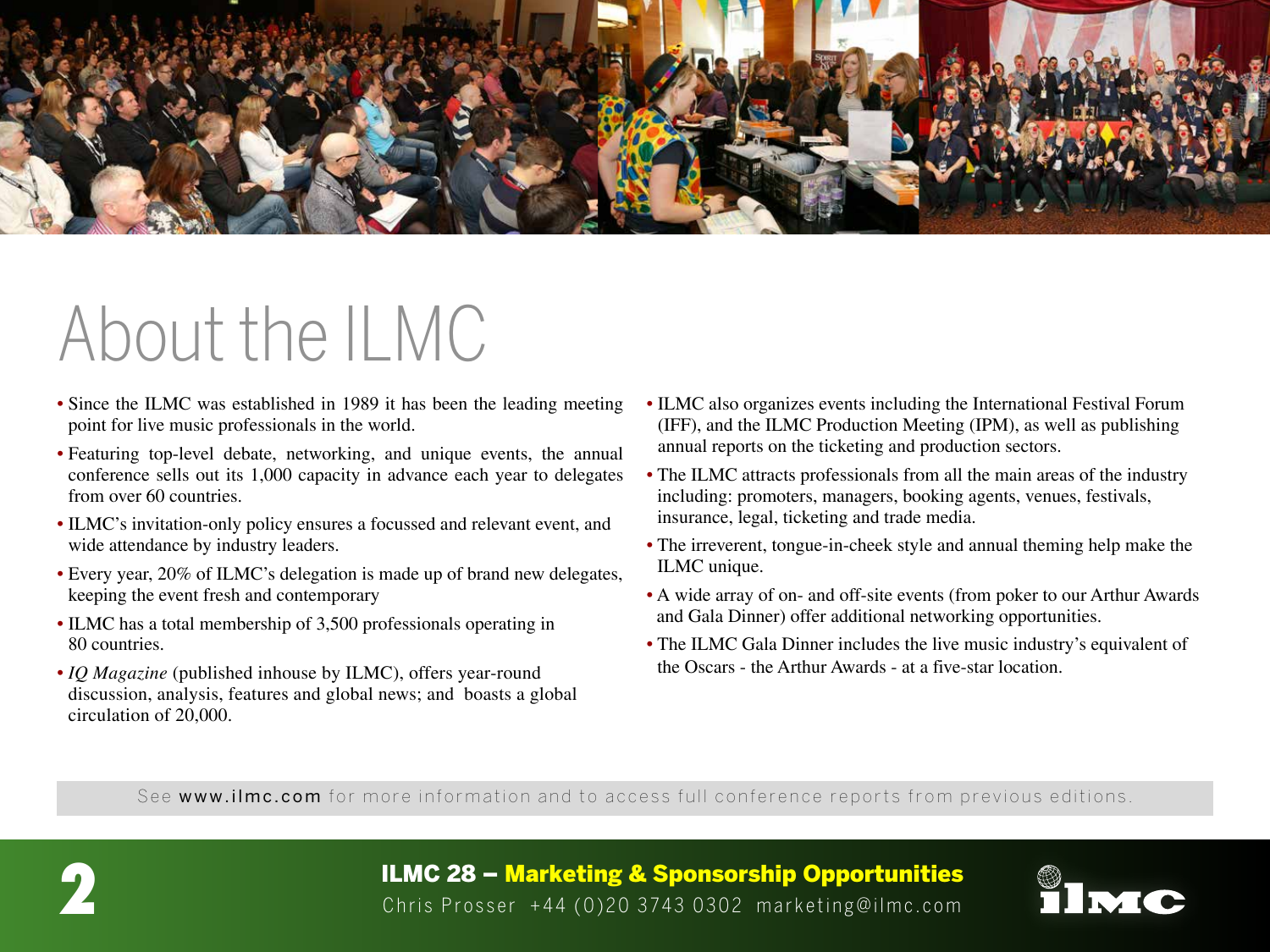# About the ILMC

- Since the ILMC was established in 1989 it has been the leading meeting point for live music professionals in the world.
- Featuring top-level debate, networking, and unique events, the annual conference sells out its 1,000 capacity in advance each year to delegates from over 60 countries.
- ILMC's invitation-only policy ensures a focussed and relevant event, and wide attendance by industry leaders.
- Every year, 20% of ILMC's delegation is made up of brand new delegates, keeping the event fresh and contemporary
- ILMC has a total membership of 3,500 professionals operating in 80 countries.
- *IQ Magazine* (published inhouse by ILMC), offers year-round discussion, analysis, features and global news; and boasts a global circulation of 20,000.
- ILMC also organizes events including the International Festival Forum (IFF), and the ILMC Production Meeting (IPM), as well as publishing annual reports on the ticketing and production sectors.
- The ILMC attracts professionals from all the main areas of the industry including: promoters, managers, booking agents, venues, festivals, insurance, legal, ticketing and trade media.
- The irreverent, tongue-in-cheek style and annual theming help make the ILMC unique.
- A wide array of on- and off-site events (from poker to our Arthur Awards and Gala Dinner) offer additional networking opportunities.
- The ILMC Gala Dinner includes the live music industry's equivalent of the Oscars - the Arthur Awards - at a five-star location.

See **www.ilmc.com** for more information and to access full conference reports from previous editions.

**ILMC 28 – Marketing & Sponsorship Opportunities**
Chris Prosser +44 (0)20 3743 0302 marketing@ilmc.com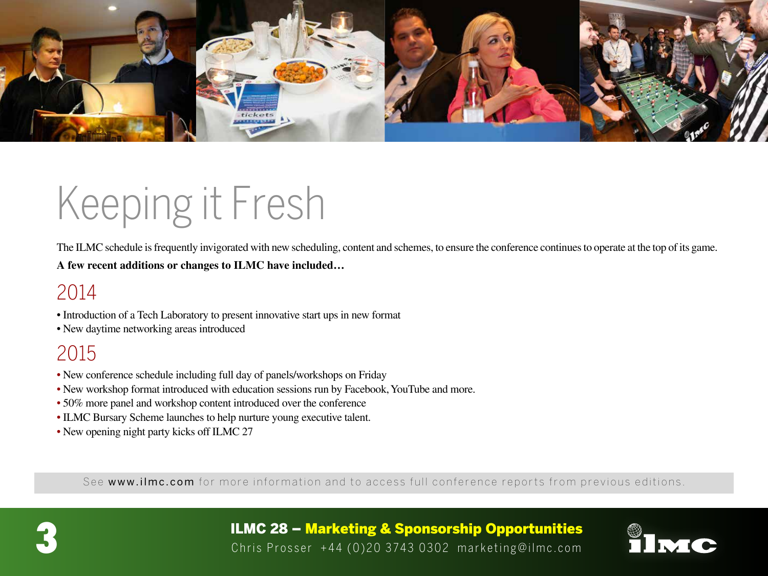# Keeping it Fresh

The ILMC schedule is frequently invigorated with new scheduling, content and schemes, to ensure the conference continues to operate at the top of its game.

**A few recent additions or changes to ILMC have included…**

## 2014

- Introduction of a Tech Laboratory to present innovative start ups in new format
- New daytime networking areas introduced

## 2015

- New conference schedule including full day of panels/workshops on Friday
- New workshop format introduced with education sessions run by Facebook, YouTube and more.
- 50% more panel and workshop content introduced over the conference
- ILMC Bursary Scheme launches to help nurture young executive talent.
- New opening night party kicks off ILMC 27

See **www.ilmc.com** for more information and to access full conference reports from previous editions.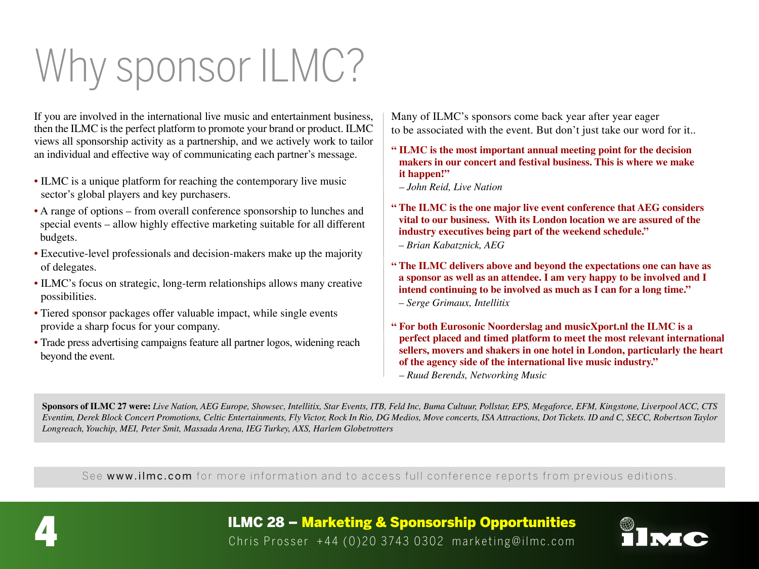# Why sponsor ILMC?

If you are involved in the international live music and entertainment business, then the ILMC is the perfect platform to promote your brand or product. ILMC views all sponsorship activity as a partnership, and we actively work to tailor an individual and effective way of communicating each partner's message.

- ILMC is a unique platform for reaching the contemporary live music sector's global players and key purchasers.
- A range of options – from overall conference sponsorship to lunches and special events – allow highly effective marketing suitable for all different budgets.
- Executive-level professionals and decision-makers make up the majority of delegates.
- ILMC's focus on strategic, long-term relationships allows many creative possibilities.
- Tiered sponsor packages offer valuable impact, while single events provide a sharp focus for your company.
- Trade press advertising campaigns feature all partner logos, widening reach beyond the event.

Many of ILMC's sponsors come back year after year eager to be associated with the event. But don't just take our word for it..

**" ILMC is the most important annual meeting point for the decision makers in our concert and festival business. This is where we make it happen!"**
*– John Reid, Live Nation*

**" The ILMC is the one major live event conference that AEG considers vital to our business. With its London location we are assured of the industry executives being part of the weekend schedule."**
*– Brian Kabatznick, AEG*

**" The ILMC delivers above and beyond the expectations one can have as a sponsor as well as an attendee. I am very happy to be involved and I intend continuing to be involved as much as I can for a long time."**
*– Serge Grimaux, Intellitix*

**" For both Eurosonic Noorderslag and musicXport.nl the ILMC is a perfect placed and timed platform to meet the most relevant international sellers, movers and shakers in one hotel in London, particularly the heart of the agency side of the international live music industry."**
*– Ruud Berends, Networking Music*

**Sponsors of ILMC 27 were:** *Live Nation, AEG Europe, Showsec, Intellitix, Star Events, ITB, Feld Inc, Buma Cultuur, Pollstar, EPS, Megaforce, EFM, Kingstone, Liverpool ACC, CTS Eventim, Derek Block Concert Promotions, Celtic Entertainments, Fly Victor, Rock In Rio, DG Medios, Move concerts, ISA Attractions, Dot Tickets. ID and C, SECC, Robertson Taylor Longreach, Youchip, MEI, Peter Smit, Massada Arena, IEG Turkey, AXS, Harlem Globetrotters*

See **www.ilmc.com** for more information and to access full conference reports from previous editions.

**ILMC 28 – Marketing & Sponsorship Opportunities**
Chris Prosser +44 (0)20 3743 0302 marketing@ilmc.com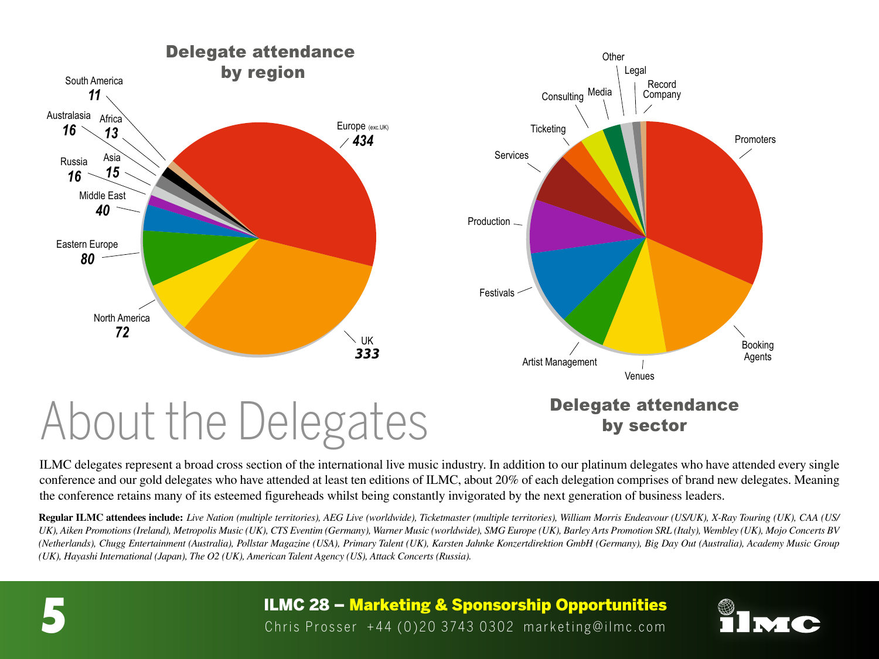## Delegate attendance by region

| Region | Delegates |
|---|---|
| Europe (exc.UK) | 434 |
| UK | 333 |
| Eastern Europe | 80 |
| North America | 72 |
| Middle East | 40 |
| Australasia | 16 |
| Russia | 16 |
| Asia | 15 |
| Africa | 13 |
| South America | 11 |

## Delegate attendance by sector

Promoters, Booking Agents, Venues, Artist Management, Festivals, Production, Services, Ticketing, Consulting, Media, Other, Legal, Record Company

# About the Delegates

ILMC delegates represent a broad cross section of the international live music industry. In addition to our platinum delegates who have attended every single conference and our gold delegates who have attended at least ten editions of ILMC, about 20% of each delegation comprises of brand new delegates. Meaning the conference retains many of its esteemed figureheads whilst being constantly invigorated by the next generation of business leaders.

**Regular ILMC attendees include:** *Live Nation (multiple territories), AEG Live (worldwide), Ticketmaster (multiple territories), William Morris Endeavour (US/UK), X-Ray Touring (UK), CAA (US/UK), Aiken Promotions (Ireland), Metropolis Music (UK), CTS Eventim (Germany), Warner Music (worldwide), SMG Europe (UK), Barley Arts Promotion SRL (Italy), Wembley (UK), Mojo Concerts BV (Netherlands), Chugg Entertainment (Australia), Pollstar Magazine (USA), Primary Talent (UK), Karsten Jahnke Konzertdirektion GmbH (Germany), Big Day Out (Australia), Academy Music Group (UK), Hayashi International (Japan), The O2 (UK), American Talent Agency (US), Attack Concerts (Russia).*

**ILMC 28 – Marketing & Sponsorship Opportunities**
Chris Prosser +44 (0)20 3743 0302 marketing@ilmc.com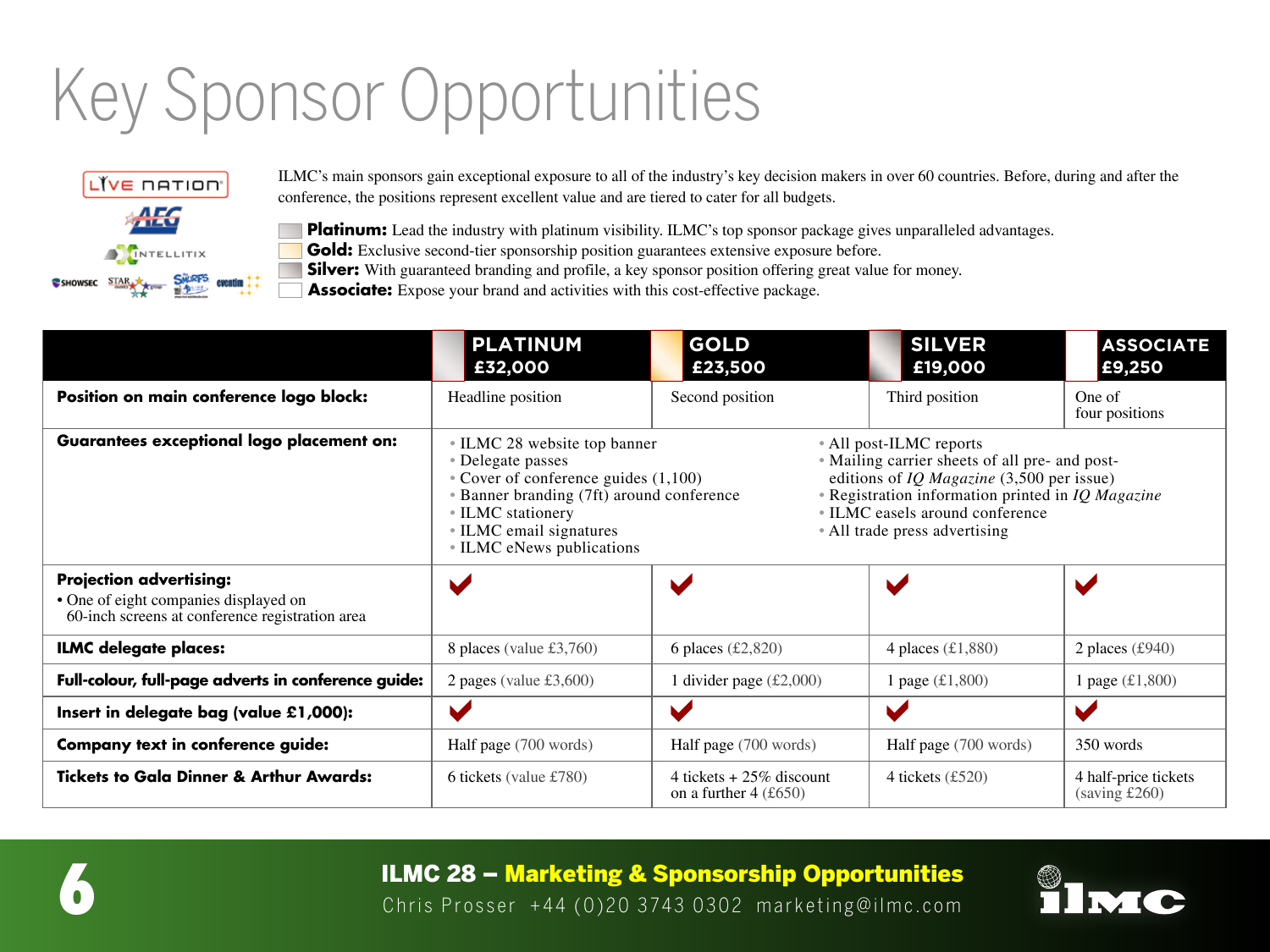# Key Sponsor Opportunities

ILMC's main sponsors gain exceptional exposure to all of the industry's key decision makers in over 60 countries. Before, during and after the conference, the positions represent excellent value and are tiered to cater for all budgets.

- **Platinum:** Lead the industry with platinum visibility. ILMC's top sponsor package gives unparalleled advantages.
- **Gold:** Exclusive second-tier sponsorship position guarantees extensive exposure before.
- **Silver:** With guaranteed branding and profile, a key sponsor position offering great value for money.
- **Associate:** Expose your brand and activities with this cost-effective package.

| | PLATINUM £32,000 | GOLD £23,500 | SILVER £19,000 | ASSOCIATE £9,250 |
|---|---|---|---|---|
| **Position on main conference logo block:** | Headline position | Second position | Third position | One of four positions |
| **Guarantees exceptional logo placement on:** | • ILMC 28 website top banner • Delegate passes • Cover of conference guides (1,100) • Banner branding (7ft) around conference • ILMC stationery • ILMC email signatures • ILMC eNews publications • All post-ILMC reports • Mailing carrier sheets of all pre- and post-editions of *IQ Magazine* (3,500 per issue) • Registration information printed in *IQ Magazine* • ILMC easels around conference • All trade press advertising | | | |
| **Projection advertising:** • One of eight companies displayed on 60-inch screens at conference registration area | ✓ | ✓ | ✓ | ✓ |
| **ILMC delegate places:** | 8 places (value £3,760) | 6 places (£2,820) | 4 places (£1,880) | 2 places (£940) |
| **Full-colour, full-page adverts in conference guide:** | 2 pages (value £3,600) | 1 divider page (£2,000) | 1 page (£1,800) | 1 page (£1,800) |
| **Insert in delegate bag (value £1,000):** | ✓ | ✓ | ✓ | ✓ |
| **Company text in conference guide:** | Half page (700 words) | Half page (700 words) | Half page (700 words) | 350 words |
| **Tickets to Gala Dinner & Arthur Awards:** | 6 tickets (value £780) | 4 tickets + 25% discount on a further 4 (£650) | 4 tickets (£520) | 4 half-price tickets (saving £260) |

**ILMC 28 – Marketing & Sponsorship Opportunities**
Chris Prosser +44 (0)20 3743 0302 marketing@ilmc.com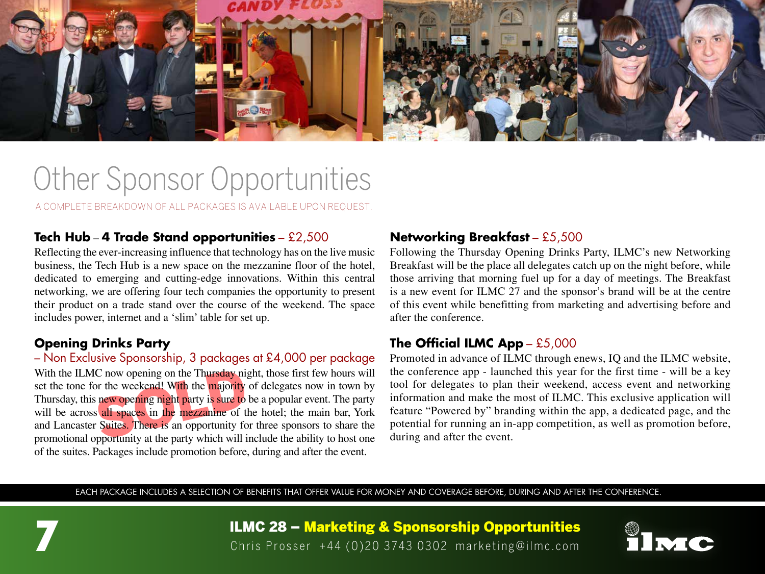# Other Sponsor Opportunities

A COMPLETE BREAKDOWN OF ALL PACKAGES IS AVAILABLE UPON REQUEST.

### **Tech Hub** – **4 Trade Stand opportunities** – £2,500

Reflecting the ever-increasing influence that technology has on the live music business, the Tech Hub is a new space on the mezzanine floor of the hotel, dedicated to emerging and cutting-edge innovations. Within this central networking, we are offering four tech companies the opportunity to present their product on a trade stand over the course of the weekend. The space includes power, internet and a 'slim' table for set up.

### **Opening Drinks Party**

– Non Exclusive Sponsorship, 3 packages at £4,000 per package

SOLD

With the ILMC now opening on the Thursday night, those first few hours will set the tone for the weekend! With the majority of delegates now in town by Thursday, this new opening night party is sure to be a popular event. The party will be across all spaces in the mezzanine of the hotel; the main bar, York and Lancaster Suites. There is an opportunity for three sponsors to share the promotional opportunity at the party which will include the ability to host one of the suites. Packages include promotion before, during and after the event.

### **Networking Breakfast** – £5,500

Following the Thursday Opening Drinks Party, ILMC's new Networking Breakfast will be the place all delegates catch up on the night before, while those arriving that morning fuel up for a day of meetings. The Breakfast is a new event for ILMC 27 and the sponsor's brand will be at the centre of this event while benefitting from marketing and advertising before and after the conference.

### **The Official ILMC App** – £5,000

Promoted in advance of ILMC through enews, IQ and the ILMC website, the conference app - launched this year for the first time - will be a key tool for delegates to plan their weekend, access event and networking information and make the most of ILMC. This exclusive application will feature "Powered by" branding within the app, a dedicated page, and the potential for running an in-app competition, as well as promotion before, during and after the event.

EACH PACKAGE INCLUDES A SELECTION OF BENEFITS THAT OFFER VALUE FOR MONEY AND COVERAGE BEFORE, DURING AND AFTER THE CONFERENCE.

**ILMC 28 – Marketing & Sponsorship Opportunities**
Chris Prosser +44 (0)20 3743 0302 marketing@ilmc.com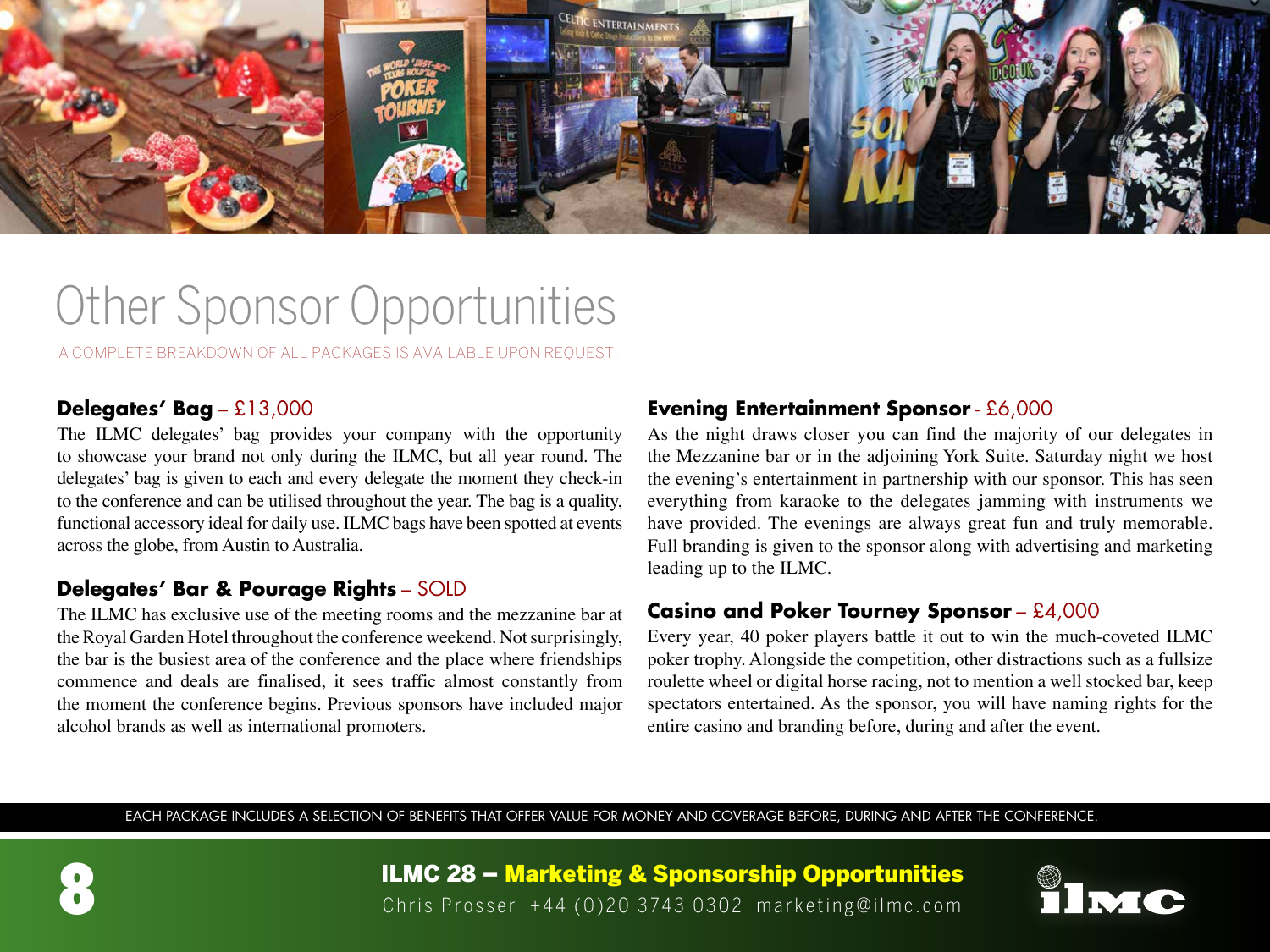# Other Sponsor Opportunities

A COMPLETE BREAKDOWN OF ALL PACKAGES IS AVAILABLE UPON REQUEST.

### Delegates' Bag – £13,000

The ILMC delegates' bag provides your company with the opportunity to showcase your brand not only during the ILMC, but all year round. The delegates' bag is given to each and every delegate the moment they check-in to the conference and can be utilised throughout the year. The bag is a quality, functional accessory ideal for daily use. ILMC bags have been spotted at events across the globe, from Austin to Australia.

### Delegates' Bar & Pourage Rights – SOLD

The ILMC has exclusive use of the meeting rooms and the mezzanine bar at the Royal Garden Hotel throughout the conference weekend. Not surprisingly, the bar is the busiest area of the conference and the place where friendships commence and deals are finalised, it sees traffic almost constantly from the moment the conference begins. Previous sponsors have included major alcohol brands as well as international promoters.

### Evening Entertainment Sponsor - £6,000

As the night draws closer you can find the majority of our delegates in the Mezzanine bar or in the adjoining York Suite. Saturday night we host the evening's entertainment in partnership with our sponsor. This has seen everything from karaoke to the delegates jamming with instruments we have provided. The evenings are always great fun and truly memorable. Full branding is given to the sponsor along with advertising and marketing leading up to the ILMC.

### Casino and Poker Tourney Sponsor – £4,000

Every year, 40 poker players battle it out to win the much-coveted ILMC poker trophy. Alongside the competition, other distractions such as a fullsize roulette wheel or digital horse racing, not to mention a well stocked bar, keep spectators entertained. As the sponsor, you will have naming rights for the entire casino and branding before, during and after the event.

EACH PACKAGE INCLUDES A SELECTION OF BENEFITS THAT OFFER VALUE FOR MONEY AND COVERAGE BEFORE, DURING AND AFTER THE CONFERENCE.

**ILMC 28 – Marketing & Sponsorship Opportunities**
Chris Prosser +44 (0)20 3743 0302 marketing@ilmc.com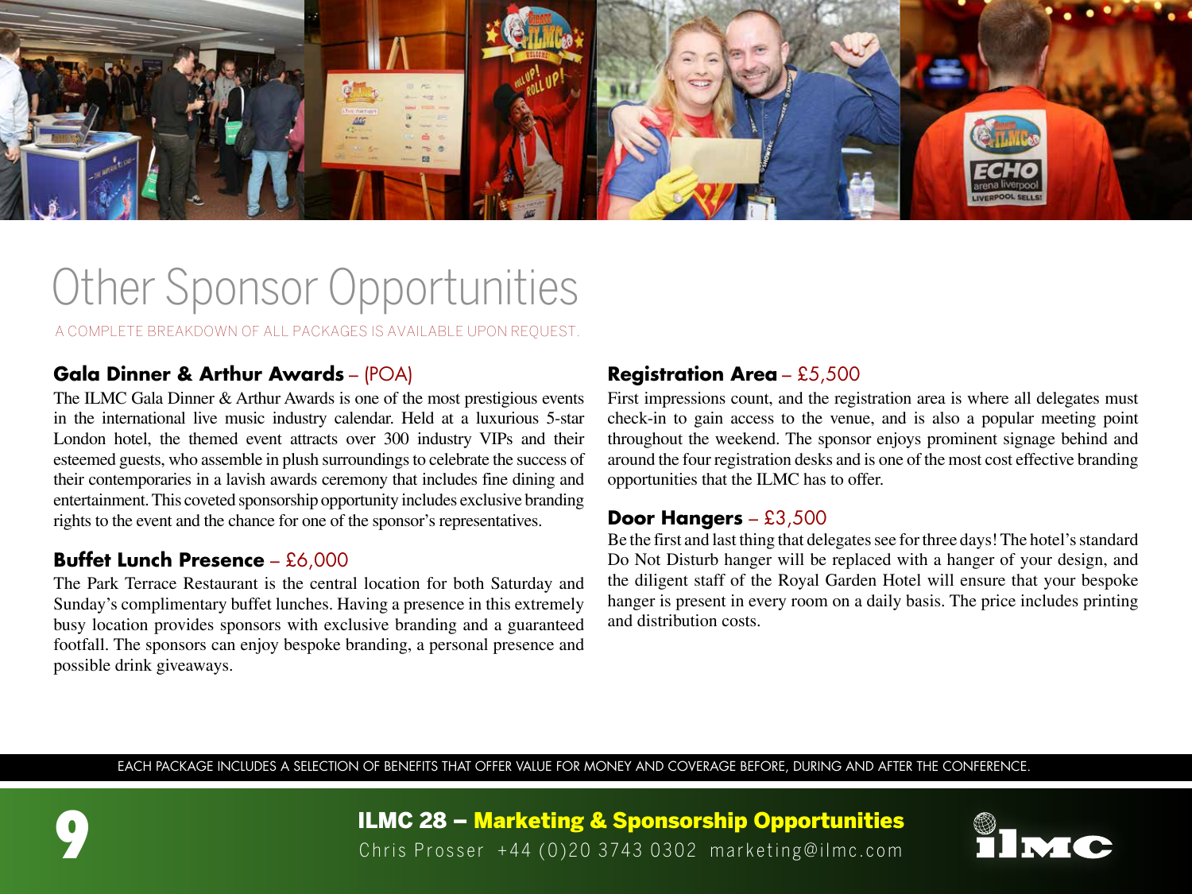# Other Sponsor Opportunities

A COMPLETE BREAKDOWN OF ALL PACKAGES IS AVAILABLE UPON REQUEST.

## Gala Dinner & Arthur Awards – (POA)

The ILMC Gala Dinner & Arthur Awards is one of the most prestigious events in the international live music industry calendar. Held at a luxurious 5-star London hotel, the themed event attracts over 300 industry VIPs and their esteemed guests, who assemble in plush surroundings to celebrate the success of their contemporaries in a lavish awards ceremony that includes fine dining and entertainment. This coveted sponsorship opportunity includes exclusive branding rights to the event and the chance for one of the sponsor's representatives.

## Buffet Lunch Presence – £6,000

The Park Terrace Restaurant is the central location for both Saturday and Sunday's complimentary buffet lunches. Having a presence in this extremely busy location provides sponsors with exclusive branding and a guaranteed footfall. The sponsors can enjoy bespoke branding, a personal presence and possible drink giveaways.

## Registration Area – £5,500

First impressions count, and the registration area is where all delegates must check-in to gain access to the venue, and is also a popular meeting point throughout the weekend. The sponsor enjoys prominent signage behind and around the four registration desks and is one of the most cost effective branding opportunities that the ILMC has to offer.

## Door Hangers – £3,500

Be the first and last thing that delegates see for three days! The hotel's standard Do Not Disturb hanger will be replaced with a hanger of your design, and the diligent staff of the Royal Garden Hotel will ensure that your bespoke hanger is present in every room on a daily basis. The price includes printing and distribution costs.

EACH PACKAGE INCLUDES A SELECTION OF BENEFITS THAT OFFER VALUE FOR MONEY AND COVERAGE BEFORE, DURING AND AFTER THE CONFERENCE.

**ILMC 28 – Marketing & Sponsorship Opportunities**
Chris Prosser +44 (0)20 3743 0302 marketing@ilmc.com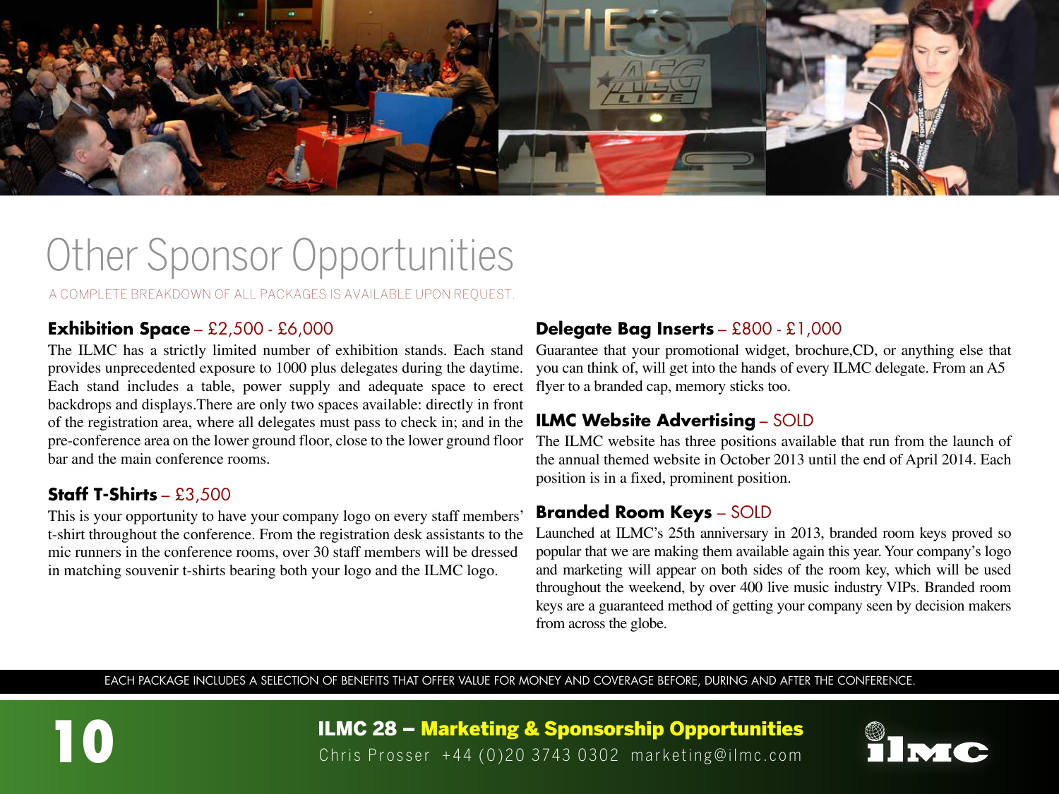# Other Sponsor Opportunities

A COMPLETE BREAKDOWN OF ALL PACKAGES IS AVAILABLE UPON REQUEST.

### Exhibition Space – £2,500 - £6,000

The ILMC has a strictly limited number of exhibition stands. Each stand provides unprecedented exposure to 1000 plus delegates during the daytime. Each stand includes a table, power supply and adequate space to erect backdrops and displays.There are only two spaces available: directly in front of the registration area, where all delegates must pass to check in; and in the pre-conference area on the lower ground floor, close to the lower ground floor bar and the main conference rooms.

### Staff T-Shirts – £3,500

This is your opportunity to have your company logo on every staff members' t-shirt throughout the conference. From the registration desk assistants to the mic runners in the conference rooms, over 30 staff members will be dressed in matching souvenir t-shirts bearing both your logo and the ILMC logo.

### Delegate Bag Inserts – £800 - £1,000

Guarantee that your promotional widget, brochure,CD, or anything else that you can think of, will get into the hands of every ILMC delegate. From an A5 flyer to a branded cap, memory sticks too.

### ILMC Website Advertising – SOLD

The ILMC website has three positions available that run from the launch of the annual themed website in October 2013 until the end of April 2014. Each position is in a fixed, prominent position.

### Branded Room Keys – SOLD

Launched at ILMC's 25th anniversary in 2013, branded room keys proved so popular that we are making them available again this year. Your company's logo and marketing will appear on both sides of the room key, which will be used throughout the weekend, by over 400 live music industry VIPs. Branded room keys are a guaranteed method of getting your company seen by decision makers from across the globe.

EACH PACKAGE INCLUDES A SELECTION OF BENEFITS THAT OFFER VALUE FOR MONEY AND COVERAGE BEFORE, DURING AND AFTER THE CONFERENCE.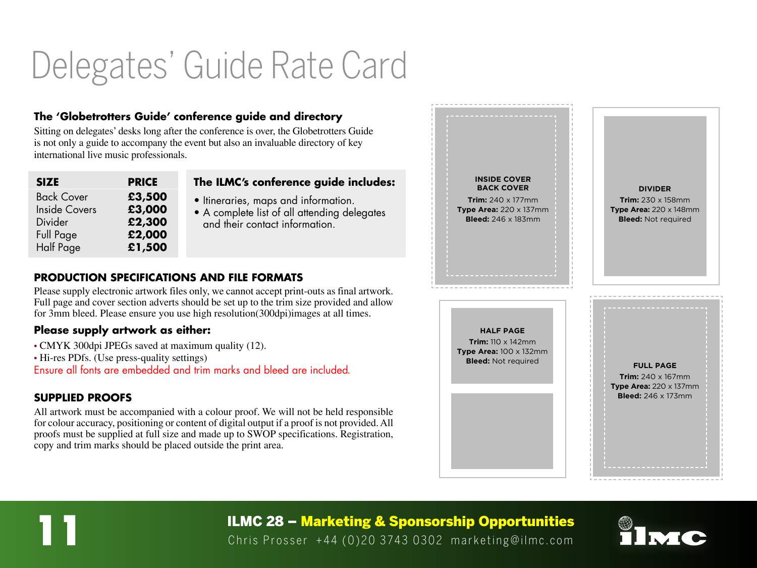# Delegates' Guide Rate Card

### The 'Globetrotters Guide' conference guide and directory

Sitting on delegates' desks long after the conference is over, the Globetrotters Guide is not only a guide to accompany the event but also an invaluable directory of key international live music professionals.

| SIZE | PRICE |
|---|---|
| Back Cover | £3,500 |
| Inside Covers | £3,000 |
| Divider | £2,300 |
| Full Page | £2,000 |
| Half Page | £1,500 |

### The ILMC's conference guide includes:

- Itineraries, maps and information.
- A complete list of all attending delegates and their contact information.

### PRODUCTION SPECIFICATIONS AND FILE FORMATS

Please supply electronic artwork files only, we cannot accept print-outs as final artwork. Full page and cover section adverts should be set up to the trim size provided and allow for 3mm bleed. Please ensure you use high resolution(300dpi)images at all times.

### Please supply artwork as either:

- CMYK 300dpi JPEGs saved at maximum quality (12).
- Hi-res PDfs. (Use press-quality settings)

Ensure all fonts are embedded and trim marks and bleed are included.

### SUPPLIED PROOFS

All artwork must be accompanied with a colour proof. We will not be held responsible for colour accuracy, positioning or content of digital output if a proof is not provided. All proofs must be supplied at full size and made up to SWOP specifications. Registration, copy and trim marks should be placed outside the print area.

**INSIDE COVER BACK COVER**
**Trim:** 240 x 177mm
**Type Area:** 220 x 137mm
**Bleed:** 246 x 183mm

**DIVIDER**
**Trim:** 230 x 158mm
**Type Area:** 220 x 148mm
**Bleed:** Not required

**HALF PAGE**
**Trim:** 110 x 142mm
**Type Area:** 100 x 132mm
**Bleed:** Not required

**FULL PAGE**
**Trim:** 240 x 167mm
**Type Area:** 220 x 137mm
**Bleed:** 246 x 173mm

**ILMC 28 – Marketing & Sponsorship Opportunities**
Chris Prosser +44 (0)20 3743 0302 marketing@ilmc.com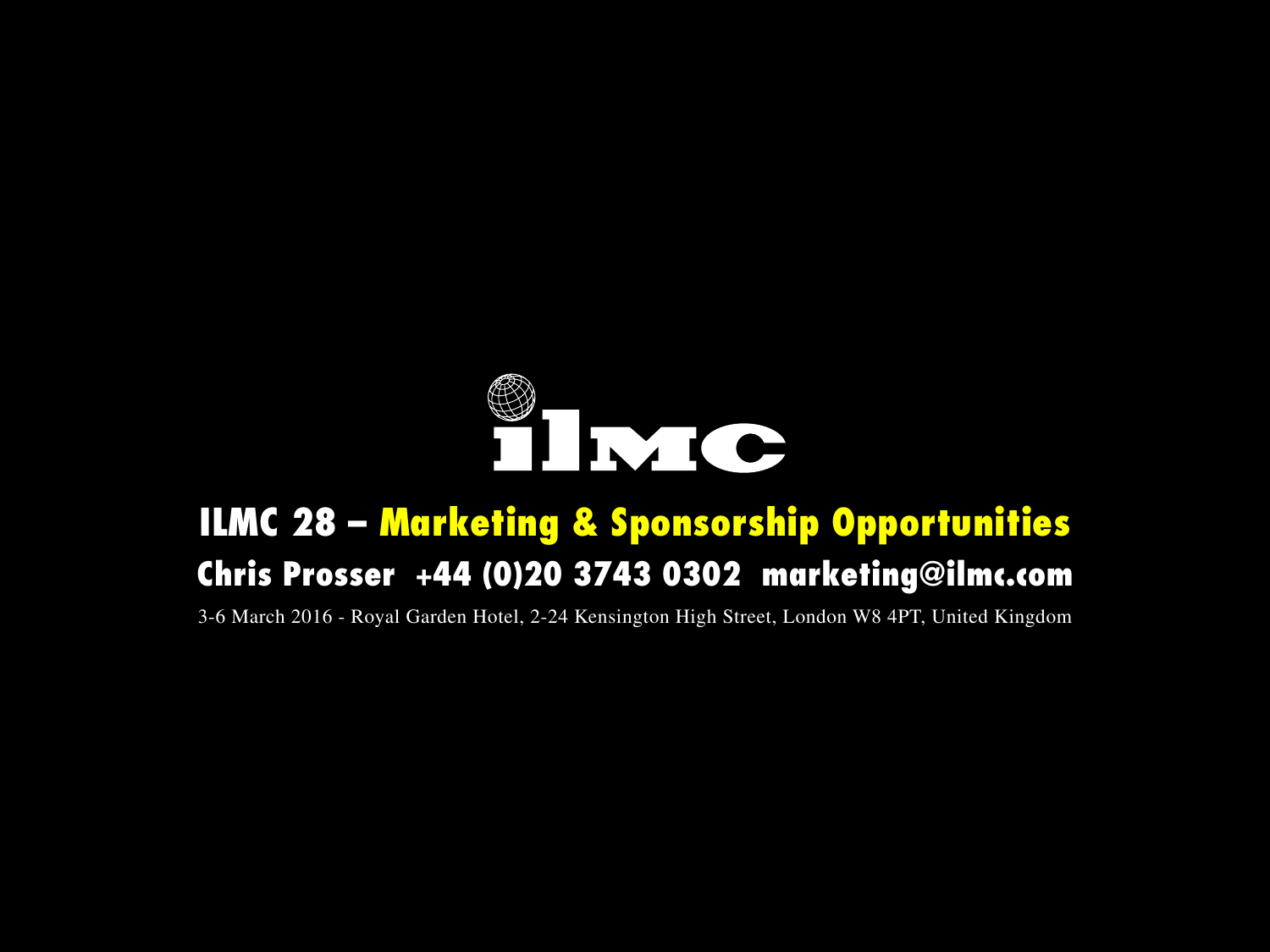ilmc

# ILMC 28 – Marketing & Sponsorship Opportunities

## Chris Prosser +44 (0)20 3743 0302 marketing@ilmc.com

3-6 March 2016 - Royal Garden Hotel, 2-24 Kensington High Street, London W8 4PT, United Kingdom